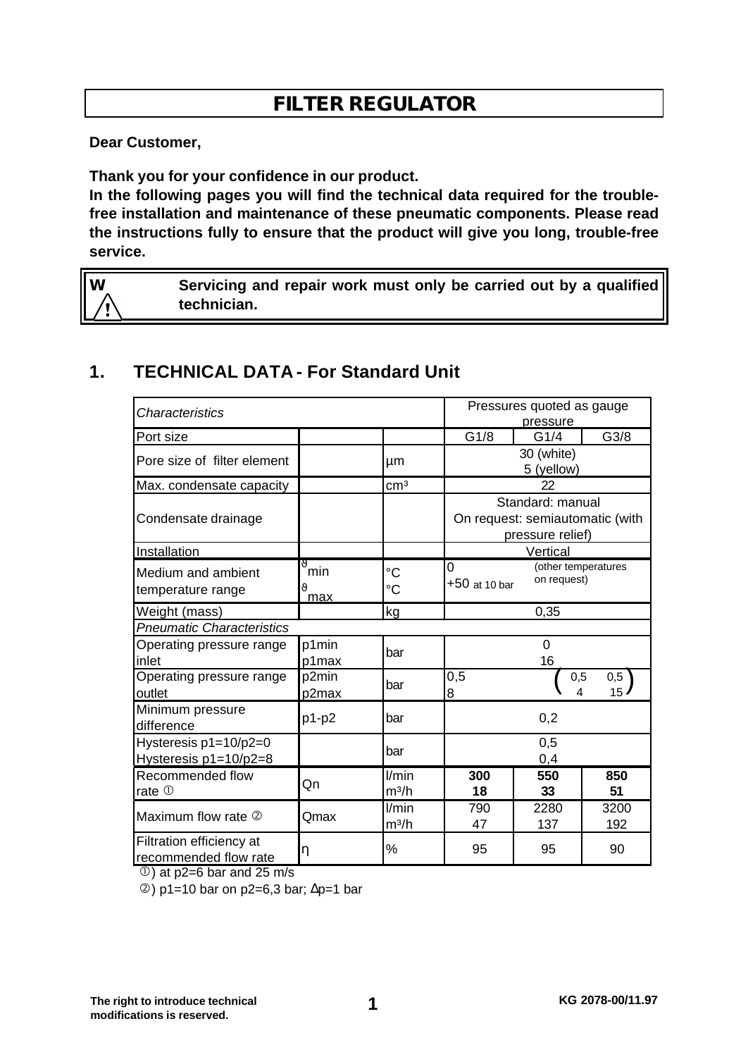# FILTER REGULATOR

**Dear Customer,**

**Thank you for your confidence in our product.**
**In the following pages you will find the technical data required for the trouble-free installation and maintenance of these pneumatic components. Please read the instructions fully to ensure that the product will give you long, trouble-free service.**

> **W** ⚠ **Servicing and repair work must only be carried out by a qualified technician.**

## 1. TECHNICAL DATA - For Standard Unit

| *Characteristics* | | | Pressures quoted as gauge pressure | | |
|---|---|---|---|---|---|
| Port size | | | G1/8 | G1/4 | G3/8 |
| Pore size of filter element | | µm | 30 (white)<br>5 (yellow) | | |
| Max. condensate capacity | | cm³ | 22 | | |
| Condensate drainage | | | Standard: manual<br>On request: semiautomatic (with pressure relief) | | |
| Installation | | | Vertical | | |
| Medium and ambient temperature range | $\vartheta_{min}$<br>$\vartheta_{max}$ | °C<br>°C | 0<br>+50 at 10 bar (other temperatures on request) | | |
| Weight (mass) | | kg | 0,35 | | |
| *Pneumatic Characteristics* | | | | | |
| Operating pressure range inlet | p1min<br>p1max | bar | 0<br>16 | | |
| Operating pressure range outlet | p2min<br>p2max | bar | 0,5<br>8 ( 0,5 / 4 0,5 / 15 ) | | |
| Minimum pressure difference | p1-p2 | bar | 0,2 | | |
| Hysteresis p1=10/p2=0<br>Hysteresis p1=10/p2=8 | | bar | 0,5<br>0,4 | | |
| Recommended flow rate ① | Qn | l/min<br>m³/h | **300**<br>**18** | **550**<br>**33** | **850**<br>**51** |
| Maximum flow rate ② | Qmax | l/min<br>m³/h | 790<br>47 | 2280<br>137 | 3200<br>192 |
| Filtration efficiency at recommended flow rate | η | % | 95 | 95 | 90 |

①) at p2=6 bar and 25 m/s

②) p1=10 bar on p2=6,3 bar; Δp=1 bar

**The right to introduce technical modifications is reserved.**

**KG 2078-00/11.97**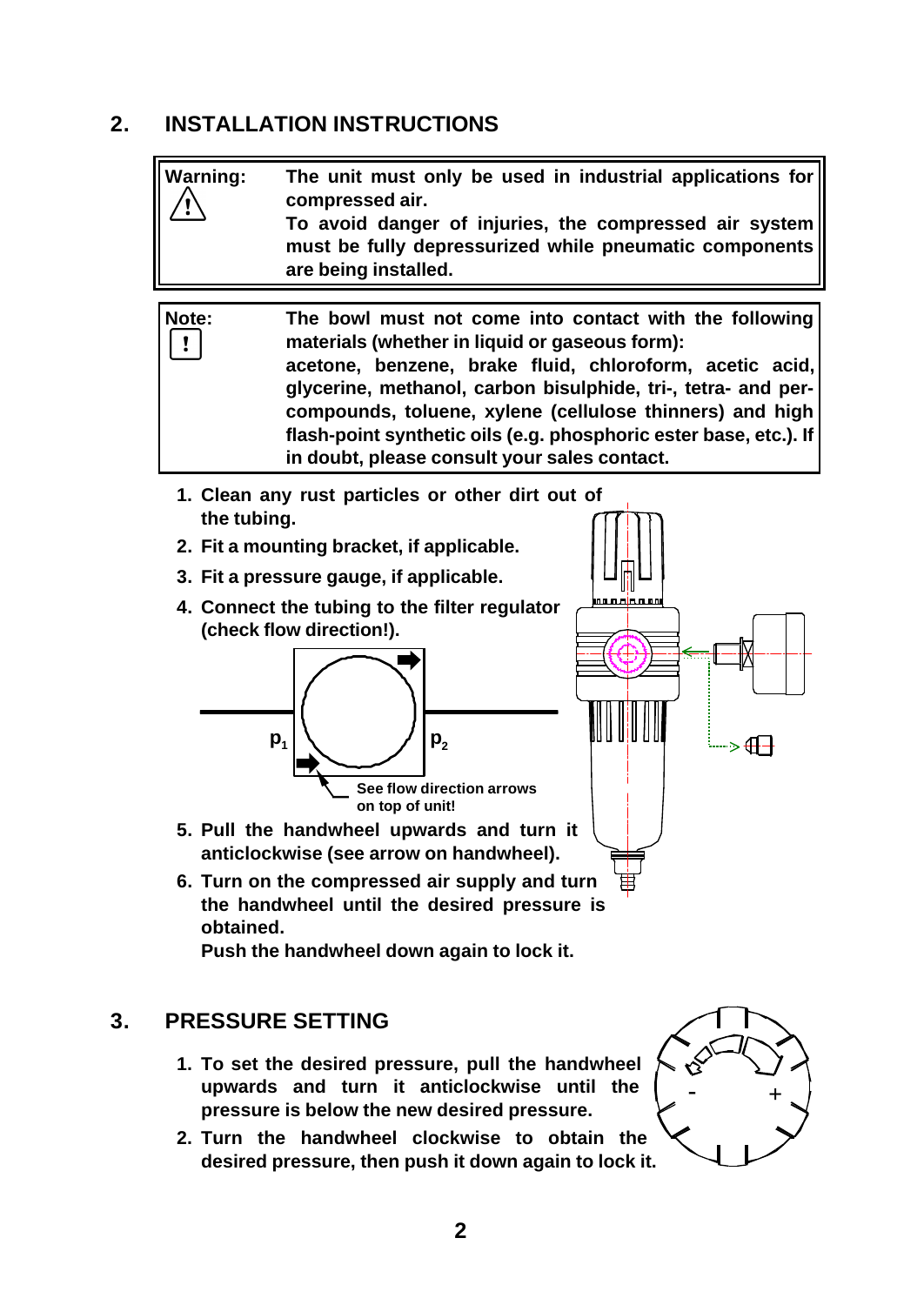## 2. INSTALLATION INSTRUCTIONS

| **Warning:** ⚠ | **The unit must only be used in industrial applications for compressed air.** **To avoid danger of injuries, the compressed air system must be fully depressurized while pneumatic components are being installed.** |
|---|---|

| **Note:** ! | **The bowl must not come into contact with the following materials (whether in liquid or gaseous form):** **acetone, benzene, brake fluid, chloroform, acetic acid, glycerine, methanol, carbon bisulphide, tri-, tetra- and per-compounds, toluene, xylene (cellulose thinners) and high flash-point synthetic oils (e.g. phosphoric ester base, etc.). If in doubt, please consult your sales contact.** |
|---|---|

1. **Clean any rust particles or other dirt out of the tubing.**
2. **Fit a mounting bracket, if applicable.**
3. **Fit a pressure gauge, if applicable.**
4. **Connect the tubing to the filter regulator (check flow direction!).**

$p_1$ $p_2$

**See flow direction arrows on top of unit!**

5. **Pull the handwheel upwards and turn it anticlockwise (see arrow on handwheel).**
6. **Turn on the compressed air supply and turn the handwheel until the desired pressure is obtained.**
   **Push the handwheel down again to lock it.**

## 3. PRESSURE SETTING

1. **To set the desired pressure, pull the handwheel upwards and turn it anticlockwise until the pressure is below the new desired pressure.**
2. **Turn the handwheel clockwise to obtain the desired pressure, then push it down again to lock it.**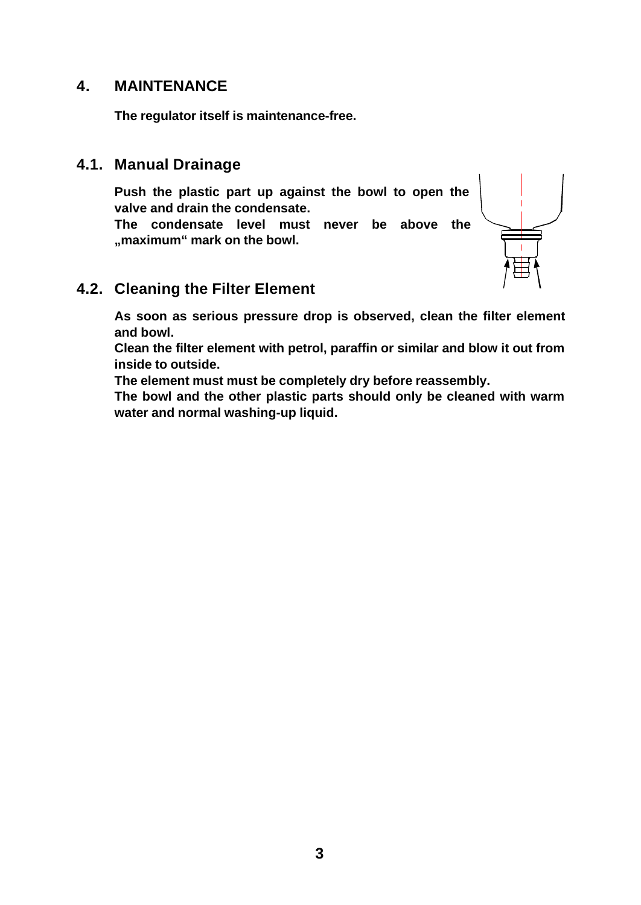# 4. MAINTENANCE

**The regulator itself is maintenance-free.**

## 4.1. Manual Drainage

**Push the plastic part up against the bowl to open the valve and drain the condensate.**
**The condensate level must never be above the „maximum“ mark on the bowl.**

## 4.2. Cleaning the Filter Element

**As soon as serious pressure drop is observed, clean the filter element and bowl.**
**Clean the filter element with petrol, paraffin or similar and blow it out from inside to outside.**
**The element must must be completely dry before reassembly.**
**The bowl and the other plastic parts should only be cleaned with warm water and normal washing-up liquid.**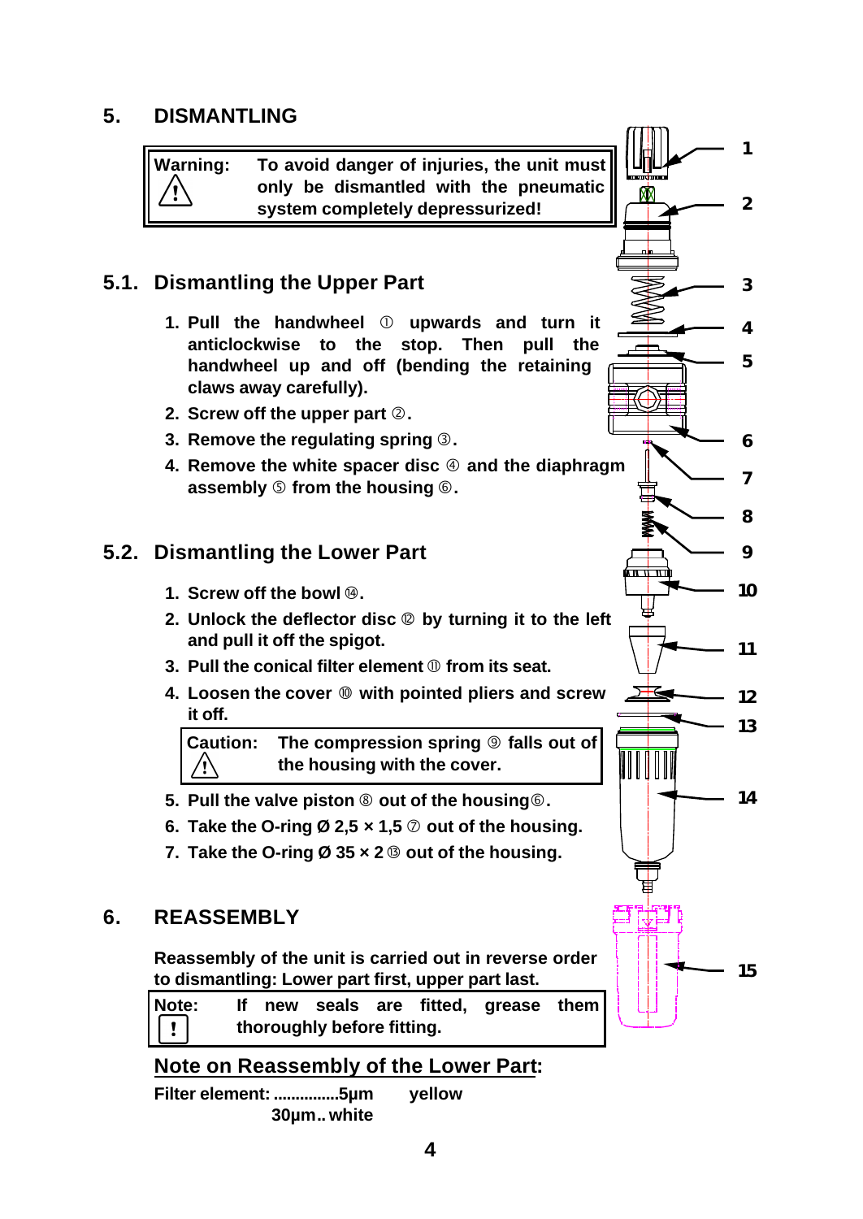# 5. DISMANTLING

> **Warning:** ⚠ **To avoid danger of injuries, the unit must only be dismantled with the pneumatic system completely depressurized!**

## 5.1. Dismantling the Upper Part

1. **Pull the handwheel ① upwards and turn it anticlockwise to the stop. Then pull the handwheel up and off (bending the retaining claws away carefully).**
2. **Screw off the upper part ②.**
3. **Remove the regulating spring ③.**
4. **Remove the white spacer disc ④ and the diaphragm assembly ⑤ from the housing ⑥.**

## 5.2. Dismantling the Lower Part

1. **Screw off the bowl ⑭.**
2. **Unlock the deflector disc ⑫ by turning it to the left and pull it off the spigot.**
3. **Pull the conical filter element ⑪ from its seat.**
4. **Loosen the cover ⑩ with pointed pliers and screw it off.**

   > **Caution:** ⚠ **The compression spring ⑨ falls out of the housing with the cover.**

5. **Pull the valve piston ⑧ out of the housing⑥.**
6. **Take the O-ring Ø 2,5 × 1,5 ⑦ out of the housing.**
7. **Take the O-ring Ø 35 × 2 ⑬ out of the housing.**

1
2
3
4
5
6
7
8
9
10
11
12
13
14
15

# 6. REASSEMBLY

**Reassembly of the unit is carried out in reverse order to dismantling: Lower part first, upper part last.**

> **Note:** ❗ **If new seals are fitted, grease them thoroughly before fitting.**

## Note on Reassembly of the Lower Part:

**Filter element: ...............5µm yellow**
**30µm.. white**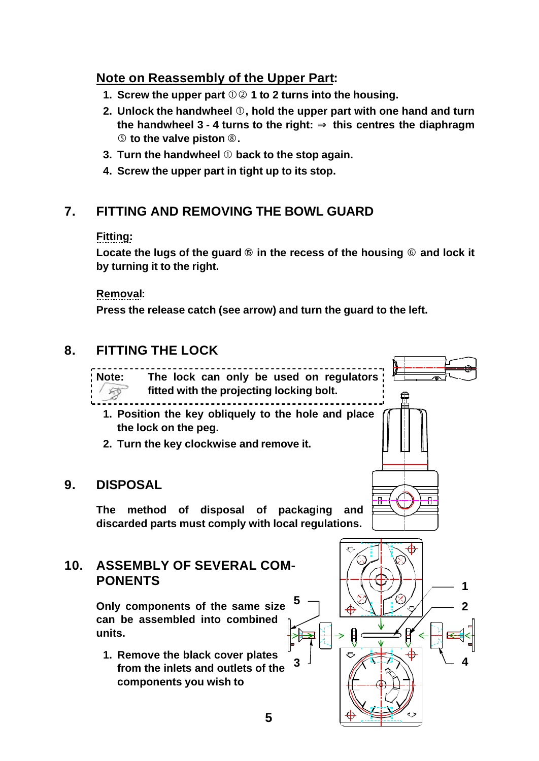## Note on Reassembly of the Upper Part:

1. Screw the upper part ①② 1 to 2 turns into the housing.
2. Unlock the handwheel ①, hold the upper part with one hand and turn the handwheel 3 - 4 turns to the right: ⇒ this centres the diaphragm ⑤ to the valve piston ⑧.
3. Turn the handwheel ① back to the stop again.
4. Screw the upper part in tight up to its stop.

## 7. FITTING AND REMOVING THE BOWL GUARD

**Fitting:**

Locate the lugs of the guard ⑮ in the recess of the housing ⑥ and lock it by turning it to the right.

**Removal:**

Press the release catch (see arrow) and turn the guard to the left.

## 8. FITTING THE LOCK

**Note:** The lock can only be used on regulators fitted with the projecting locking bolt.

1. Position the key obliquely to the hole and place the lock on the peg.
2. Turn the key clockwise and remove it.

## 9. DISPOSAL

The method of disposal of packaging and discarded parts must comply with local regulations.

## 10. ASSEMBLY OF SEVERAL COMPONENTS

Only components of the same size can be assembled into combined units.

1. Remove the black cover plates from the inlets and outlets of the components you wish to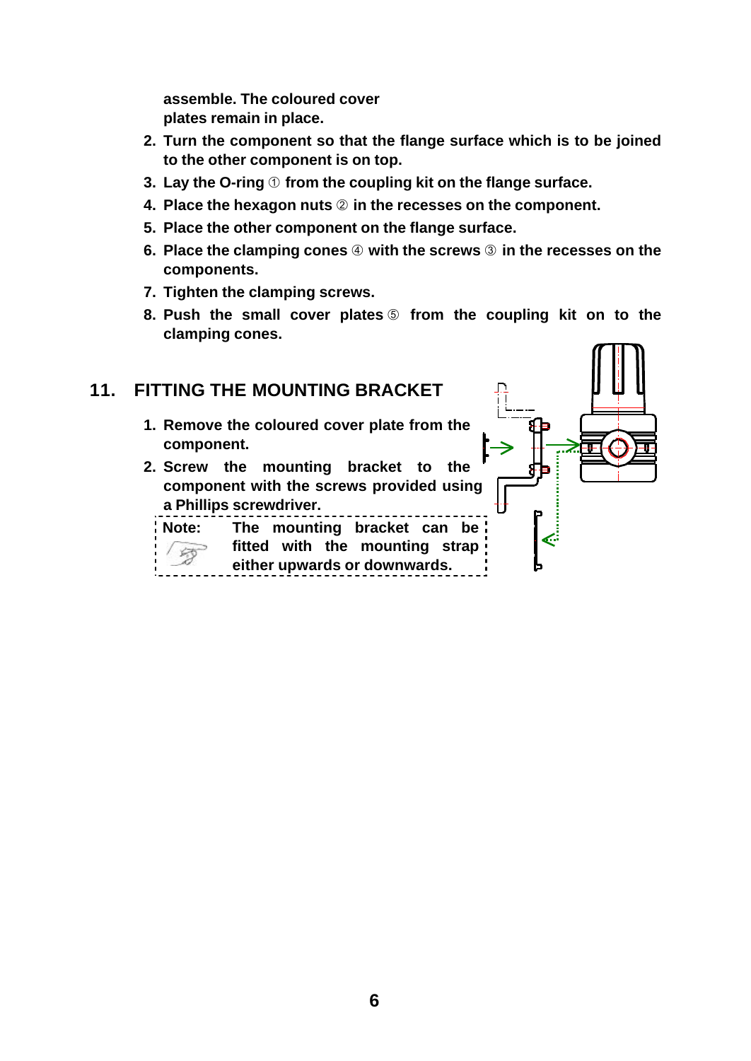assemble. The coloured cover plates remain in place.

2. Turn the component so that the flange surface which is to be joined to the other component is on top.
3. Lay the O-ring ① from the coupling kit on the flange surface.
4. Place the hexagon nuts ② in the recesses on the component.
5. Place the other component on the flange surface.
6. Place the clamping cones ④ with the screws ③ in the recesses on the components.
7. Tighten the clamping screws.
8. Push the small cover plates ⑤ from the coupling kit on to the clamping cones.

## 11. FITTING THE MOUNTING BRACKET

1. Remove the coloured cover plate from the component.
2. Screw the mounting bracket to the component with the screws provided using a Phillips screwdriver.

**Note:** The mounting bracket can be fitted with the mounting strap either upwards or downwards.